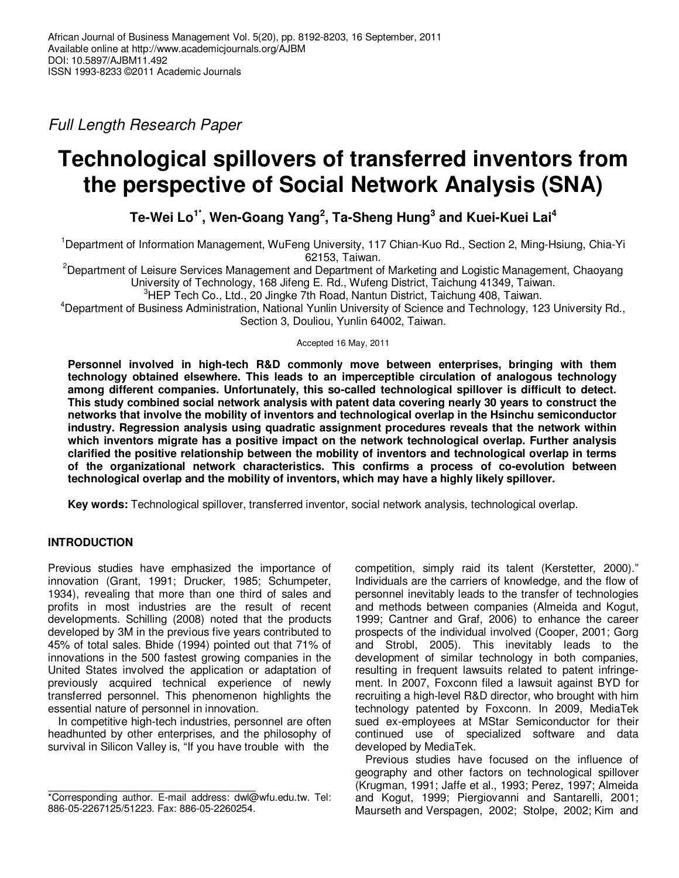*Full Length Research Paper*

# Technological spillovers of transferred inventors from the perspective of Social Network Analysis (SNA)

**Te-Wei Lo[1*], Wen-Goang Yang[2], Ta-Sheng Hung[3] and Kuei-Kuei Lai[4]**

[1]Department of Information Management, WuFeng University, 117 Chian-Kuo Rd., Section 2, Ming-Hsiung, Chia-Yi 62153, Taiwan.

[2]Department of Leisure Services Management and Department of Marketing and Logistic Management, Chaoyang University of Technology, 168 Jifeng E. Rd., Wufeng District, Taichung 41349, Taiwan.

[3]HEP Tech Co., Ltd., 20 Jingke 7th Road, Nantun District, Taichung 408, Taiwan.

[4]Department of Business Administration, National Yunlin University of Science and Technology, 123 University Rd., Section 3, Douliou, Yunlin 64002, Taiwan.

Accepted 16 May, 2011

**Personnel involved in high-tech R&D commonly move between enterprises, bringing with them technology obtained elsewhere. This leads to an imperceptible circulation of analogous technology among different companies. Unfortunately, this so-called technological spillover is difficult to detect. This study combined social network analysis with patent data covering nearly 30 years to construct the networks that involve the mobility of inventors and technological overlap in the Hsinchu semiconductor industry. Regression analysis using quadratic assignment procedures reveals that the network within which inventors migrate has a positive impact on the network technological overlap. Further analysis clarified the positive relationship between the mobility of inventors and technological overlap in terms of the organizational network characteristics. This confirms a process of co-evolution between technological overlap and the mobility of inventors, which may have a highly likely spillover.**

**Key words:** Technological spillover, transferred inventor, social network analysis, technological overlap.

## INTRODUCTION

Previous studies have emphasized the importance of innovation (Grant, 1991; Drucker, 1985; Schumpeter, 1934), revealing that more than one third of sales and profits in most industries are the result of recent developments. Schilling (2008) noted that the products developed by 3M in the previous five years contributed to 45% of total sales. Bhide (1994) pointed out that 71% of innovations in the 500 fastest growing companies in the United States involved the application or adaptation of previously acquired technical experience of newly transferred personnel. This phenomenon highlights the essential nature of personnel in innovation.

In competitive high-tech industries, personnel are often headhunted by other enterprises, and the philosophy of survival in Silicon Valley is, "If you have trouble with the competition, simply raid its talent (Kerstetter, 2000)." Individuals are the carriers of knowledge, and the flow of personnel inevitably leads to the transfer of technologies and methods between companies (Almeida and Kogut, 1999; Cantner and Graf, 2006) to enhance the career prospects of the individual involved (Cooper, 2001; Gorg and Strobl, 2005). This inevitably leads to the development of similar technology in both companies, resulting in frequent lawsuits related to patent infringement. In 2007, Foxconn filed a lawsuit against BYD for recruiting a high-level R&D director, who brought with him technology patented by Foxconn. In 2009, MediaTek sued ex-employees at MStar Semiconductor for their continued use of specialized software and data developed by MediaTek.

Previous studies have focused on the influence of geography and other factors on technological spillover (Krugman, 1991; Jaffe et al., 1993; Perez, 1997; Almeida and Kogut, 1999; Piergiovanni and Santarelli, 2001; Maurseth and Verspagen, 2002; Stolpe, 2002; Kim and

*Corresponding author. E-mail address: dwl@wfu.edu.tw. Tel: 886-05-2267125/51223. Fax: 886-05-2260254.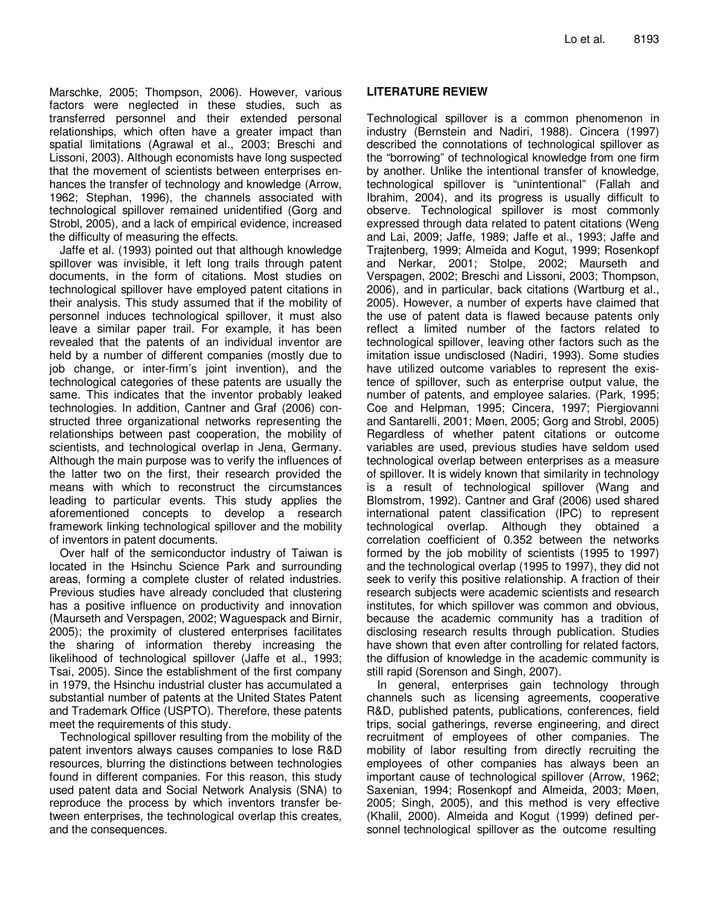Marschke, 2005; Thompson, 2006). However, various factors were neglected in these studies, such as transferred personnel and their extended personal relationships, which often have a greater impact than spatial limitations (Agrawal et al., 2003; Breschi and Lissoni, 2003). Although economists have long suspected that the movement of scientists between enterprises enhances the transfer of technology and knowledge (Arrow, 1962; Stephan, 1996), the channels associated with technological spillover remained unidentified (Gorg and Strobl, 2005), and a lack of empirical evidence, increased the difficulty of measuring the effects.

Jaffe et al. (1993) pointed out that although knowledge spillover was invisible, it left long trails through patent documents, in the form of citations. Most studies on technological spillover have employed patent citations in their analysis. This study assumed that if the mobility of personnel induces technological spillover, it must also leave a similar paper trail. For example, it has been revealed that the patents of an individual inventor are held by a number of different companies (mostly due to job change, or inter-firm's joint invention), and the technological categories of these patents are usually the same. This indicates that the inventor probably leaked technologies. In addition, Cantner and Graf (2006) constructed three organizational networks representing the relationships between past cooperation, the mobility of scientists, and technological overlap in Jena, Germany. Although the main purpose was to verify the influences of the latter two on the first, their research provided the means with which to reconstruct the circumstances leading to particular events. This study applies the aforementioned concepts to develop a research framework linking technological spillover and the mobility of inventors in patent documents.

Over half of the semiconductor industry of Taiwan is located in the Hsinchu Science Park and surrounding areas, forming a complete cluster of related industries. Previous studies have already concluded that clustering has a positive influence on productivity and innovation (Maurseth and Verspagen, 2002; Waguespack and Birnir, 2005); the proximity of clustered enterprises facilitates the sharing of information thereby increasing the likelihood of technological spillover (Jaffe et al., 1993; Tsai, 2005). Since the establishment of the first company in 1979, the Hsinchu industrial cluster has accumulated a substantial number of patents at the United States Patent and Trademark Office (USPTO). Therefore, these patents meet the requirements of this study.

Technological spillover resulting from the mobility of the patent inventors always causes companies to lose R&D resources, blurring the distinctions between technologies found in different companies. For this reason, this study used patent data and Social Network Analysis (SNA) to reproduce the process by which inventors transfer between enterprises, the technological overlap this creates, and the consequences.

## LITERATURE REVIEW

Technological spillover is a common phenomenon in industry (Bernstein and Nadiri, 1988). Cincera (1997) described the connotations of technological spillover as the "borrowing" of technological knowledge from one firm by another. Unlike the intentional transfer of knowledge, technological spillover is "unintentional" (Fallah and Ibrahim, 2004), and its progress is usually difficult to observe. Technological spillover is most commonly expressed through data related to patent citations (Weng and Lai, 2009; Jaffe, 1989; Jaffe et al., 1993; Jaffe and Trajtenberg, 1999; Almeida and Kogut, 1999; Rosenkopf and Nerkar, 2001; Stolpe, 2002; Maurseth and Verspagen, 2002; Breschi and Lissoni, 2003; Thompson, 2006), and in particular, back citations (Wartburg et al., 2005). However, a number of experts have claimed that the use of patent data is flawed because patents only reflect a limited number of the factors related to technological spillover, leaving other factors such as the imitation issue undisclosed (Nadiri, 1993). Some studies have utilized outcome variables to represent the existence of spillover, such as enterprise output value, the number of patents, and employee salaries. (Park, 1995; Coe and Helpman, 1995; Cincera, 1997; Piergiovanni and Santarelli, 2001; Møen, 2005; Gorg and Strobl, 2005) Regardless of whether patent citations or outcome variables are used, previous studies have seldom used technological overlap between enterprises as a measure of spillover. It is widely known that similarity in technology is a result of technological spillover (Wang and Blomstrom, 1992). Cantner and Graf (2006) used shared international patent classification (IPC) to represent technological overlap. Although they obtained a correlation coefficient of 0.352 between the networks formed by the job mobility of scientists (1995 to 1997) and the technological overlap (1995 to 1997), they did not seek to verify this positive relationship. A fraction of their research subjects were academic scientists and research institutes, for which spillover was common and obvious, because the academic community has a tradition of disclosing research results through publication. Studies have shown that even after controlling for related factors, the diffusion of knowledge in the academic community is still rapid (Sorenson and Singh, 2007).

In general, enterprises gain technology through channels such as licensing agreements, cooperative R&D, published patents, publications, conferences, field trips, social gatherings, reverse engineering, and direct recruitment of employees of other companies. The mobility of labor resulting from directly recruiting the employees of other companies has always been an important cause of technological spillover (Arrow, 1962; Saxenian, 1994; Rosenkopf and Almeida, 2003; Møen, 2005; Singh, 2005), and this method is very effective (Khalil, 2000). Almeida and Kogut (1999) defined personnel technological spillover as the outcome resulting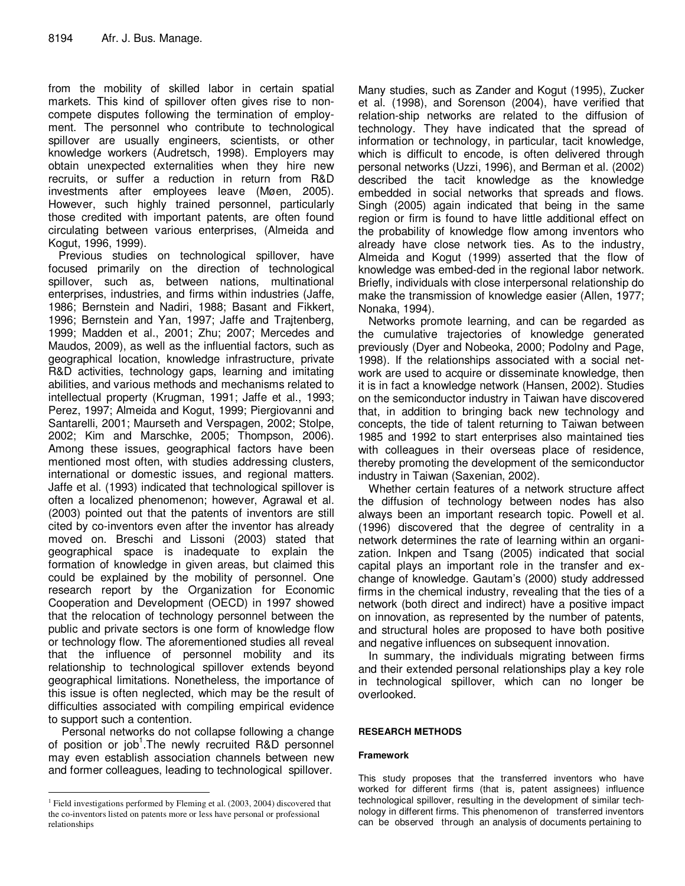from the mobility of skilled labor in certain spatial markets. This kind of spillover often gives rise to non-compete disputes following the termination of employment. The personnel who contribute to technological spillover are usually engineers, scientists, or other knowledge workers (Audretsch, 1998). Employers may obtain unexpected externalities when they hire new recruits, or suffer a reduction in return from R&D investments after employees leave (Møen, 2005). However, such highly trained personnel, particularly those credited with important patents, are often found circulating between various enterprises, (Almeida and Kogut, 1996, 1999).

Previous studies on technological spillover, have focused primarily on the direction of technological spillover, such as, between nations, multinational enterprises, industries, and firms within industries (Jaffe, 1986; Bernstein and Nadiri, 1988; Basant and Fikkert, 1996; Bernstein and Yan, 1997; Jaffe and Trajtenberg, 1999; Madden et al., 2001; Zhu; 2007; Mercedes and Maudos, 2009), as well as the influential factors, such as geographical location, knowledge infrastructure, private R&D activities, technology gaps, learning and imitating abilities, and various methods and mechanisms related to intellectual property (Krugman, 1991; Jaffe et al., 1993; Perez, 1997; Almeida and Kogut, 1999; Piergiovanni and Santarelli, 2001; Maurseth and Verspagen, 2002; Stolpe, 2002; Kim and Marschke, 2005; Thompson, 2006). Among these issues, geographical factors have been mentioned most often, with studies addressing clusters, international or domestic issues, and regional matters. Jaffe et al. (1993) indicated that technological spillover is often a localized phenomenon; however, Agrawal et al. (2003) pointed out that the patents of inventors are still cited by co-inventors even after the inventor has already moved on. Breschi and Lissoni (2003) stated that geographical space is inadequate to explain the formation of knowledge in given areas, but claimed this could be explained by the mobility of personnel. One research report by the Organization for Economic Cooperation and Development (OECD) in 1997 showed that the relocation of technology personnel between the public and private sectors is one form of knowledge flow or technology flow. The aforementioned studies all reveal that the influence of personnel mobility and its relationship to technological spillover extends beyond geographical limitations. Nonetheless, the importance of this issue is often neglected, which may be the result of difficulties associated with compiling empirical evidence to support such a contention.

Personal networks do not collapse following a change of position or job[1]. The newly recruited R&D personnel may even establish association channels between new and former colleagues, leading to technological spillover.

Many studies, such as Zander and Kogut (1995), Zucker et al. (1998), and Sorenson (2004), have verified that relation-ship networks are related to the diffusion of technology. They have indicated that the spread of information or technology, in particular, tacit knowledge, which is difficult to encode, is often delivered through personal networks (Uzzi, 1996), and Berman et al. (2002) described the tacit knowledge as the knowledge embedded in social networks that spreads and flows. Singh (2005) again indicated that being in the same region or firm is found to have little additional effect on the probability of knowledge flow among inventors who already have close network ties. As to the industry, Almeida and Kogut (1999) asserted that the flow of knowledge was embed-ded in the regional labor network. Briefly, individuals with close interpersonal relationship do make the transmission of knowledge easier (Allen, 1977; Nonaka, 1994).

Networks promote learning, and can be regarded as the cumulative trajectories of knowledge generated previously (Dyer and Nobeoka, 2000; Podolny and Page, 1998). If the relationships associated with a social net-work are used to acquire or disseminate knowledge, then it is in fact a knowledge network (Hansen, 2002). Studies on the semiconductor industry in Taiwan have discovered that, in addition to bringing back new technology and concepts, the tide of talent returning to Taiwan between 1985 and 1992 to start enterprises also maintained ties with colleagues in their overseas place of residence, thereby promoting the development of the semiconductor industry in Taiwan (Saxenian, 2002).

Whether certain features of a network structure affect the diffusion of technology between nodes has also always been an important research topic. Powell et al. (1996) discovered that the degree of centrality in a network determines the rate of learning within an organi-zation. Inkpen and Tsang (2005) indicated that social capital plays an important role in the transfer and ex-change of knowledge. Gautam's (2000) study addressed firms in the chemical industry, revealing that the ties of a network (both direct and indirect) have a positive impact on innovation, as represented by the number of patents, and structural holes are proposed to have both positive and negative influences on subsequent innovation.

In summary, the individuals migrating between firms and their extended personal relationships play a key role in technological spillover, which can no longer be overlooked.

## RESEARCH METHODS

### Framework

This study proposes that the transferred inventors who have worked for different firms (that is, patent assignees) influence technological spillover, resulting in the development of similar tech-nology in different firms. This phenomenon of transferred inventors can be observed through an analysis of documents pertaining to

[1] Field investigations performed by Fleming et al. (2003, 2004) discovered that the co-inventors listed on patents more or less have personal or professional relationships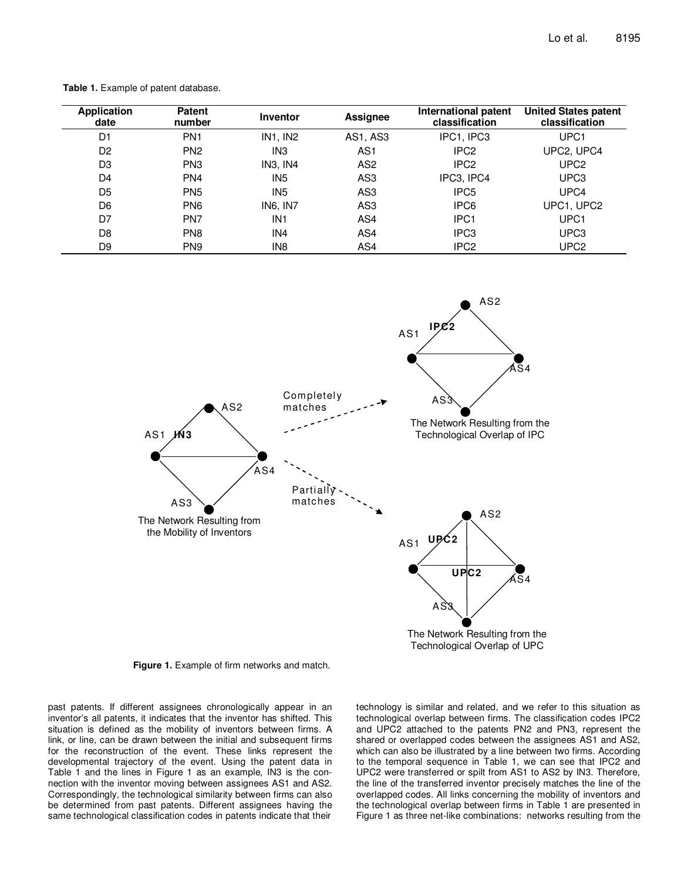**Table 1.** Example of patent database.

| Application date | Patent number | Inventor | Assignee | International patent classification | United States patent classification |
|---|---|---|---|---|---|
| D1 | PN1 | IN1, IN2 | AS1, AS3 | IPC1, IPC3 | UPC1 |
| D2 | PN2 | IN3 | AS1 | IPC2 | UPC2, UPC4 |
| D3 | PN3 | IN3, IN4 | AS2 | IPC2 | UPC2 |
| D4 | PN4 | IN5 | AS3 | IPC3, IPC4 | UPC3 |
| D5 | PN5 | IN5 | AS3 | IPC5 | UPC4 |
| D6 | PN6 | IN6, IN7 | AS3 | IPC6 | UPC1, UPC2 |
| D7 | PN7 | IN1 | AS4 | IPC1 | UPC1 |
| D8 | PN8 | IN4 | AS4 | IPC3 | UPC3 |
| D9 | PN9 | IN8 | AS4 | IPC2 | UPC2 |

**Figure 1.** Example of firm networks and match.

past patents. If different assignees chronologically appear in an inventor's all patents, it indicates that the inventor has shifted. This situation is defined as the mobility of inventors between firms. A link, or line, can be drawn between the initial and subsequent firms for the reconstruction of the event. These links represent the developmental trajectory of the event. Using the patent data in Table 1 and the lines in Figure 1 as an example, IN3 is the connection with the inventor moving between assignees AS1 and AS2. Correspondingly, the technological similarity between firms can also be determined from past patents. Different assignees having the same technological classification codes in patents indicate that their technology is similar and related, and we refer to this situation as technological overlap between firms. The classification codes IPC2 and UPC2 attached to the patents PN2 and PN3, represent the shared or overlapped codes between the assignees AS1 and AS2, which can also be illustrated by a line between two firms. According to the temporal sequence in Table 1, we can see that IPC2 and UPC2 were transferred or spilt from AS1 to AS2 by IN3. Therefore, the line of the transferred inventor precisely matches the line of the overlapped codes. All links concerning the mobility of inventors and the technological overlap between firms in Table 1 are presented in Figure 1 as three net-like combinations: networks resulting from the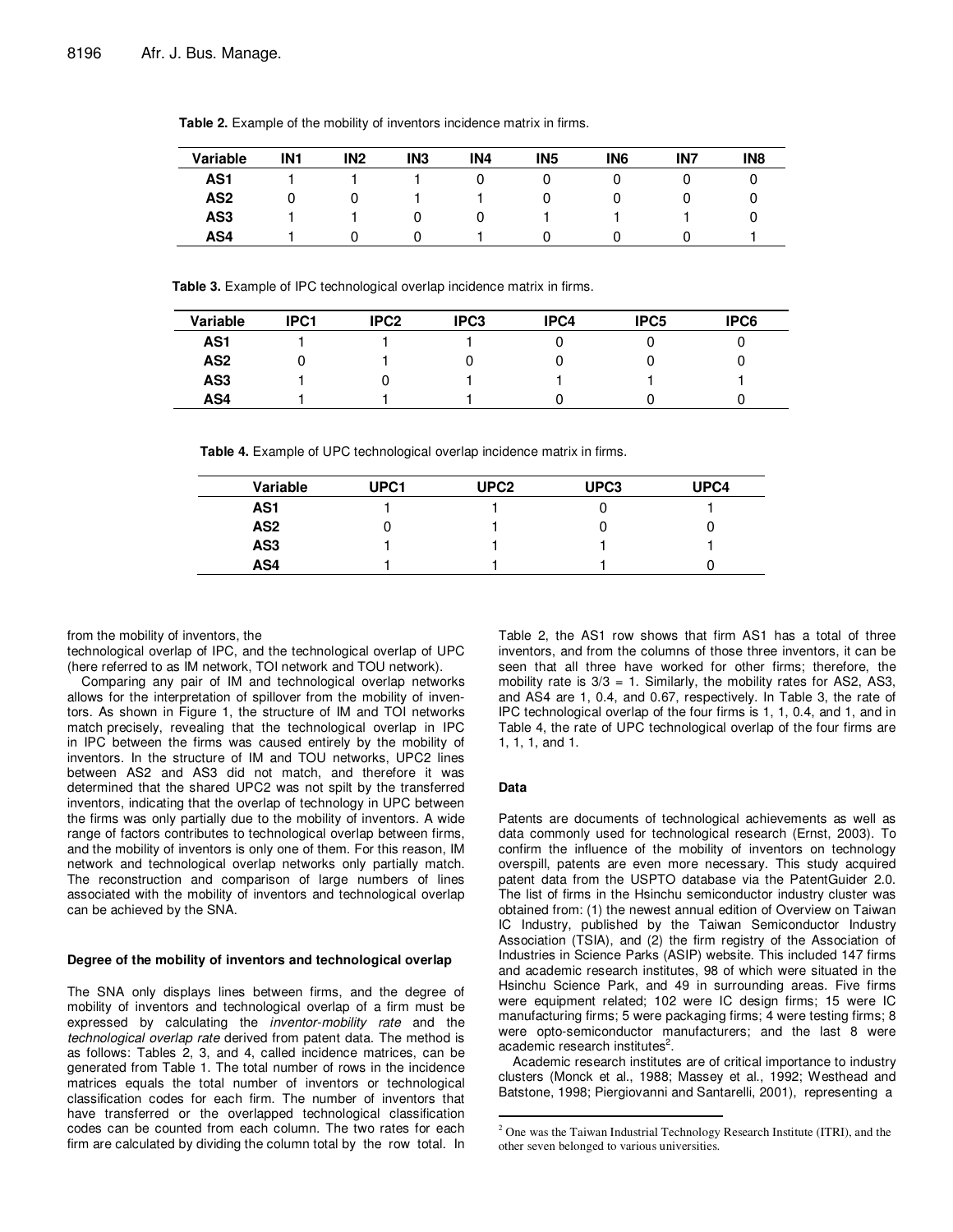**Table 2.** Example of the mobility of inventors incidence matrix in firms.

| Variable | IN1 | IN2 | IN3 | IN4 | IN5 | IN6 | IN7 | IN8 |
|---|---|---|---|---|---|---|---|---|
| AS1 | 1 | 1 | 1 | 0 | 0 | 0 | 0 | 0 |
| AS2 | 0 | 0 | 1 | 1 | 0 | 0 | 0 | 0 |
| AS3 | 1 | 1 | 0 | 0 | 1 | 1 | 1 | 0 |
| AS4 | 1 | 0 | 0 | 1 | 0 | 0 | 0 | 1 |

**Table 3.** Example of IPC technological overlap incidence matrix in firms.

| Variable | IPC1 | IPC2 | IPC3 | IPC4 | IPC5 | IPC6 |
|---|---|---|---|---|---|---|
| AS1 | 1 | 1 | 1 | 0 | 0 | 0 |
| AS2 | 0 | 1 | 0 | 0 | 0 | 0 |
| AS3 | 1 | 0 | 1 | 1 | 1 | 1 |
| AS4 | 1 | 1 | 1 | 0 | 0 | 0 |

**Table 4.** Example of UPC technological overlap incidence matrix in firms.

| Variable | UPC1 | UPC2 | UPC3 | UPC4 |
|---|---|---|---|---|
| AS1 | 1 | 1 | 0 | 1 |
| AS2 | 0 | 1 | 0 | 0 |
| AS3 | 1 | 1 | 1 | 1 |
| AS4 | 1 | 1 | 1 | 0 |

from the mobility of inventors, the technological overlap of IPC, and the technological overlap of UPC (here referred to as IM network, TOI network and TOU network).

Comparing any pair of IM and technological overlap networks allows for the interpretation of spillover from the mobility of inventors. As shown in Figure 1, the structure of IM and TOI networks match precisely, revealing that the technological overlap in IPC in IPC between the firms was caused entirely by the mobility of inventors. In the structure of IM and TOU networks, UPC2 lines between AS2 and AS3 did not match, and therefore it was determined that the shared UPC2 was not spilt by the transferred inventors, indicating that the overlap of technology in UPC between the firms was only partially due to the mobility of inventors. A wide range of factors contributes to technological overlap between firms, and the mobility of inventors is only one of them. For this reason, IM network and technological overlap networks only partially match. The reconstruction and comparison of large numbers of lines associated with the mobility of inventors and technological overlap can be achieved by the SNA.

### Degree of the mobility of inventors and technological overlap

The SNA only displays lines between firms, and the degree of mobility of inventors and technological overlap of a firm must be expressed by calculating the *inventor-mobility rate* and the *technological overlap rate* derived from patent data. The method is as follows: Tables 2, 3, and 4, called incidence matrices, can be generated from Table 1. The total number of rows in the incidence matrices equals the total number of inventors or technological classification codes for each firm. The number of inventors that have transferred or the overlapped technological classification codes can be counted from each column. The two rates for each firm are calculated by dividing the column total by the row total. In Table 2, the AS1 row shows that firm AS1 has a total of three inventors, and from the columns of those three inventors, it can be seen that all three have worked for other firms; therefore, the mobility rate is $3/3 = 1$. Similarly, the mobility rates for AS2, AS3, and AS4 are 1, 0.4, and 0.67, respectively. In Table 3, the rate of IPC technological overlap of the four firms is 1, 1, 0.4, and 1, and in Table 4, the rate of UPC technological overlap of the four firms are 1, 1, 1, and 1.

### Data

Patents are documents of technological achievements as well as data commonly used for technological research (Ernst, 2003). To confirm the influence of the mobility of inventors on technology overspill, patents are even more necessary. This study acquired patent data from the USPTO database via the PatentGuider 2.0. The list of firms in the Hsinchu semiconductor industry cluster was obtained from: (1) the newest annual edition of Overview on Taiwan IC Industry, published by the Taiwan Semiconductor Industry Association (TSIA), and (2) the firm registry of the Association of Industries in Science Parks (ASIP) website. This included 147 firms and academic research institutes, 98 of which were situated in the Hsinchu Science Park, and 49 in surrounding areas. Five firms were equipment related; 102 were IC design firms; 15 were IC manufacturing firms; 5 were packaging firms; 4 were testing firms; 8 were opto-semiconductor manufacturers; and the last 8 were academic research institutes[2].

Academic research institutes are of critical importance to industry clusters (Monck et al., 1988; Massey et al., 1992; Westhead and Batstone, 1998; Piergiovanni and Santarelli, 2001), representing a

[2] One was the Taiwan Industrial Technology Research Institute (ITRI), and the other seven belonged to various universities.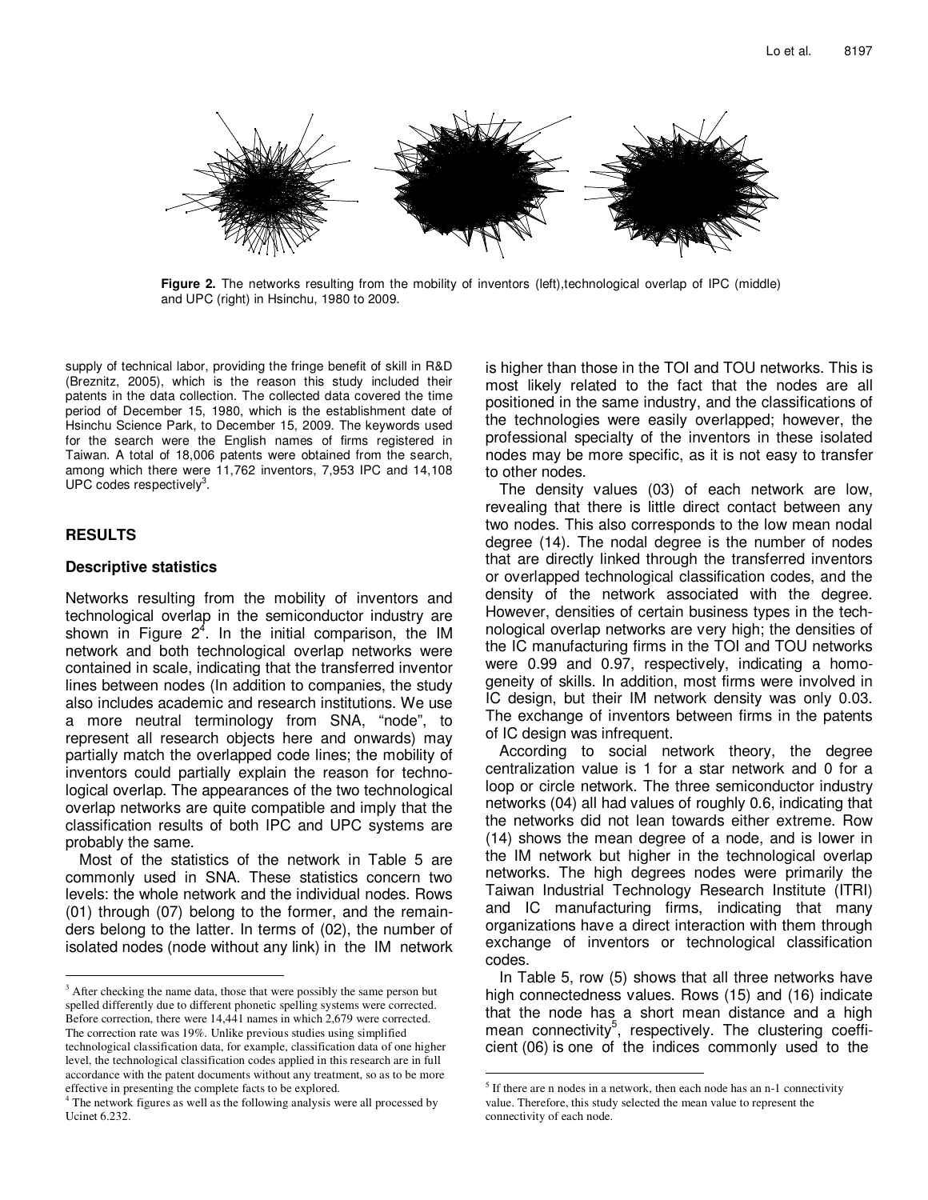**Figure 2.** The networks resulting from the mobility of inventors (left),technological overlap of IPC (middle) and UPC (right) in Hsinchu, 1980 to 2009.

supply of technical labor, providing the fringe benefit of skill in R&D (Breznitz, 2005), which is the reason this study included their patents in the data collection. The collected data covered the time period of December 15, 1980, which is the establishment date of Hsinchu Science Park, to December 15, 2009. The keywords used for the search were the English names of firms registered in Taiwan. A total of 18,006 patents were obtained from the search, among which there were 11,762 inventors, 7,953 IPC and 14,108 UPC codes respectively[3].

## RESULTS

### Descriptive statistics

Networks resulting from the mobility of inventors and technological overlap in the semiconductor industry are shown in Figure 2[4]. In the initial comparison, the IM network and both technological overlap networks were contained in scale, indicating that the transferred inventor lines between nodes (In addition to companies, the study also includes academic and research institutions. We use a more neutral terminology from SNA, "node", to represent all research objects here and onwards) may partially match the overlapped code lines; the mobility of inventors could partially explain the reason for technological overlap. The appearances of the two technological overlap networks are quite compatible and imply that the classification results of both IPC and UPC systems are probably the same.

Most of the statistics of the network in Table 5 are commonly used in SNA. These statistics concern two levels: the whole network and the individual nodes. Rows (01) through (07) belong to the former, and the remainders belong to the latter. In terms of (02), the number of isolated nodes (node without any link) in the IM network is higher than those in the TOI and TOU networks. This is most likely related to the fact that the nodes are all positioned in the same industry, and the classifications of the technologies were easily overlapped; however, the professional specialty of the inventors in these isolated nodes may be more specific, as it is not easy to transfer to other nodes.

The density values (03) of each network are low, revealing that there is little direct contact between any two nodes. This also corresponds to the low mean nodal degree (14). The nodal degree is the number of nodes that are directly linked through the transferred inventors or overlapped technological classification codes, and the density of the network associated with the degree. However, densities of certain business types in the technological overlap networks are very high; the densities of the IC manufacturing firms in the TOI and TOU networks were 0.99 and 0.97, respectively, indicating a homogeneity of skills. In addition, most firms were involved in IC design, but their IM network density was only 0.03. The exchange of inventors between firms in the patents of IC design was infrequent.

According to social network theory, the degree centralization value is 1 for a star network and 0 for a loop or circle network. The three semiconductor industry networks (04) all had values of roughly 0.6, indicating that the networks did not lean towards either extreme. Row (14) shows the mean degree of a node, and is lower in the IM network but higher in the technological overlap networks. The high degrees nodes were primarily the Taiwan Industrial Technology Research Institute (ITRI) and IC manufacturing firms, indicating that many organizations have a direct interaction with them through exchange of inventors or technological classification codes.

In Table 5, row (5) shows that all three networks have high connectedness values. Rows (15) and (16) indicate that the node has a short mean distance and a high mean connectivity[5], respectively. The clustering coefficient (06) is one of the indices commonly used to the

---

[3] After checking the name data, those that were possibly the same person but spelled differently due to different phonetic spelling systems were corrected. Before correction, there were 14,441 names in which 2,679 were corrected. The correction rate was 19%. Unlike previous studies using simplified technological classification data, for example, classification data of one higher level, the technological classification codes applied in this research are in full accordance with the patent documents without any treatment, so as to be more effective in presenting the complete facts to be explored.

[4] The network figures as well as the following analysis were all processed by Ucinet 6.232.

[5] If there are n nodes in a network, then each node has an n-1 connectivity value. Therefore, this study selected the mean value to represent the connectivity of each node.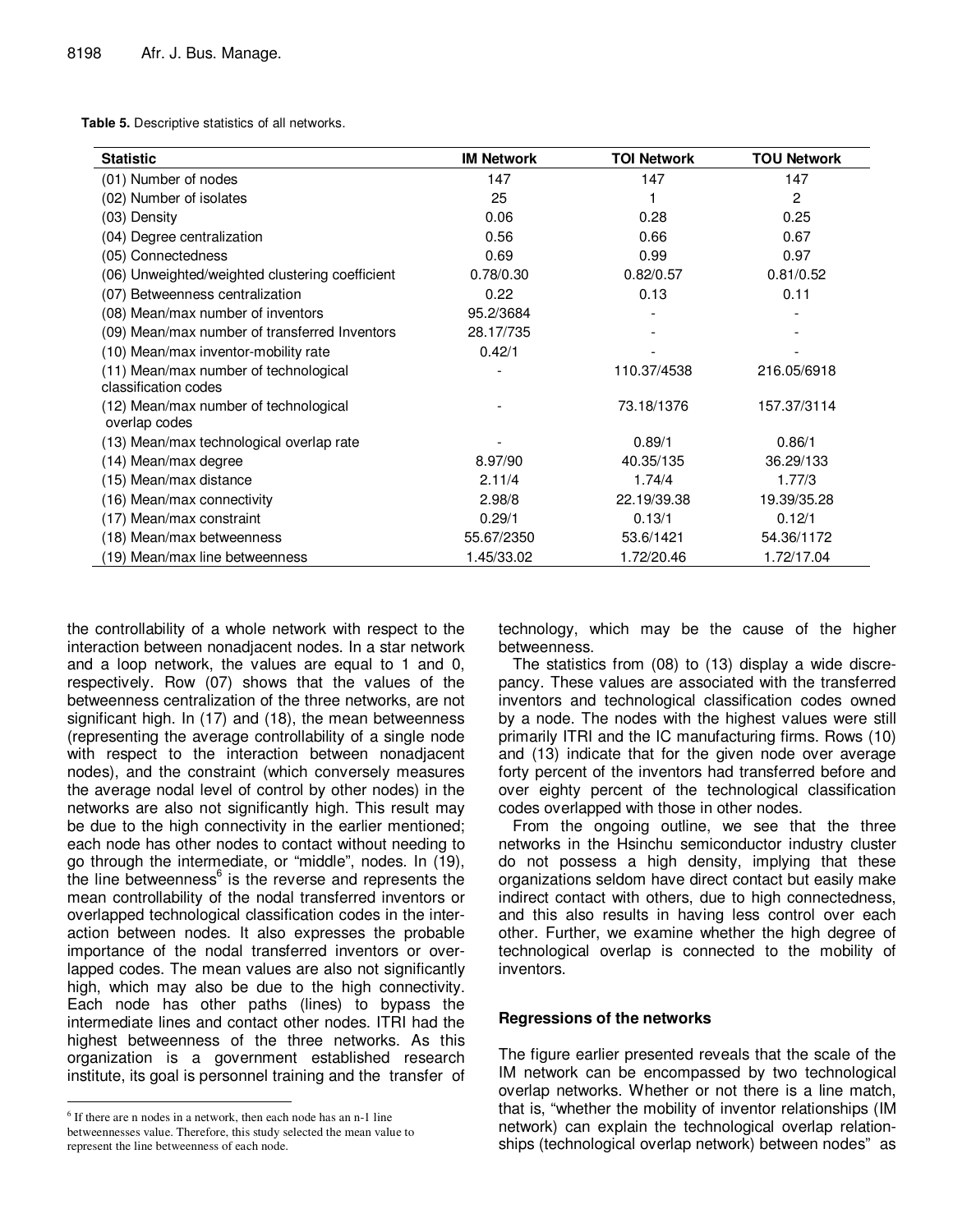**Table 5.** Descriptive statistics of all networks.

| Statistic | IM Network | TOI Network | TOU Network |
|---|---|---|---|
| (01) Number of nodes | 147 | 147 | 147 |
| (02) Number of isolates | 25 | 1 | 2 |
| (03) Density | 0.06 | 0.28 | 0.25 |
| (04) Degree centralization | 0.56 | 0.66 | 0.67 |
| (05) Connectedness | 0.69 | 0.99 | 0.97 |
| (06) Unweighted/weighted clustering coefficient | 0.78/0.30 | 0.82/0.57 | 0.81/0.52 |
| (07) Betweenness centralization | 0.22 | 0.13 | 0.11 |
| (08) Mean/max number of inventors | 95.2/3684 | - | - |
| (09) Mean/max number of transferred Inventors | 28.17/735 | - | - |
| (10) Mean/max inventor-mobility rate | 0.42/1 | - | - |
| (11) Mean/max number of technological classification codes | - | 110.37/4538 | 216.05/6918 |
| (12) Mean/max number of technological overlap codes | - | 73.18/1376 | 157.37/3114 |
| (13) Mean/max technological overlap rate | - | 0.89/1 | 0.86/1 |
| (14) Mean/max degree | 8.97/90 | 40.35/135 | 36.29/133 |
| (15) Mean/max distance | 2.11/4 | 1.74/4 | 1.77/3 |
| (16) Mean/max connectivity | 2.98/8 | 22.19/39.38 | 19.39/35.28 |
| (17) Mean/max constraint | 0.29/1 | 0.13/1 | 0.12/1 |
| (18) Mean/max betweenness | 55.67/2350 | 53.6/1421 | 54.36/1172 |
| (19) Mean/max line betweenness | 1.45/33.02 | 1.72/20.46 | 1.72/17.04 |

the controllability of a whole network with respect to the interaction between nonadjacent nodes. In a star network and a loop network, the values are equal to 1 and 0, respectively. Row (07) shows that the values of the betweenness centralization of the three networks, are not significant high. In (17) and (18), the mean betweenness (representing the average controllability of a single node with respect to the interaction between nonadjacent nodes), and the constraint (which conversely measures the average nodal level of control by other nodes) in the networks are also not significantly high. This result may be due to the high connectivity in the earlier mentioned; each node has other nodes to contact without needing to go through the intermediate, or "middle", nodes. In (19), the line betweenness[6] is the reverse and represents the mean controllability of the nodal transferred inventors or overlapped technological classification codes in the interaction between nodes. It also expresses the probable importance of the nodal transferred inventors or overlapped codes. The mean values are also not significantly high, which may also be due to the high connectivity. Each node has other paths (lines) to bypass the intermediate lines and contact other nodes. ITRI had the highest betweenness of the three networks. As this organization is a government established research institute, its goal is personnel training and the transfer of technology, which may be the cause of the higher betweenness.

The statistics from (08) to (13) display a wide discrepancy. These values are associated with the transferred inventors and technological classification codes owned by a node. The nodes with the highest values were still primarily ITRI and the IC manufacturing firms. Rows (10) and (13) indicate that for the given node over average forty percent of the inventors had transferred before and over eighty percent of the technological classification codes overlapped with those in other nodes.

From the ongoing outline, we see that the three networks in the Hsinchu semiconductor industry cluster do not possess a high density, implying that these organizations seldom have direct contact but easily make indirect contact with others, due to high connectedness, and this also results in having less control over each other. Further, we examine whether the high degree of technological overlap is connected to the mobility of inventors.

## Regressions of the networks

The figure earlier presented reveals that the scale of the IM network can be encompassed by two technological overlap networks. Whether or not there is a line match, that is, "whether the mobility of inventor relationships (IM network) can explain the technological overlap relationships (technological overlap network) between nodes" as

[6] If there are n nodes in a network, then each node has an n-1 line betweennesses value. Therefore, this study selected the mean value to represent the line betweenness of each node.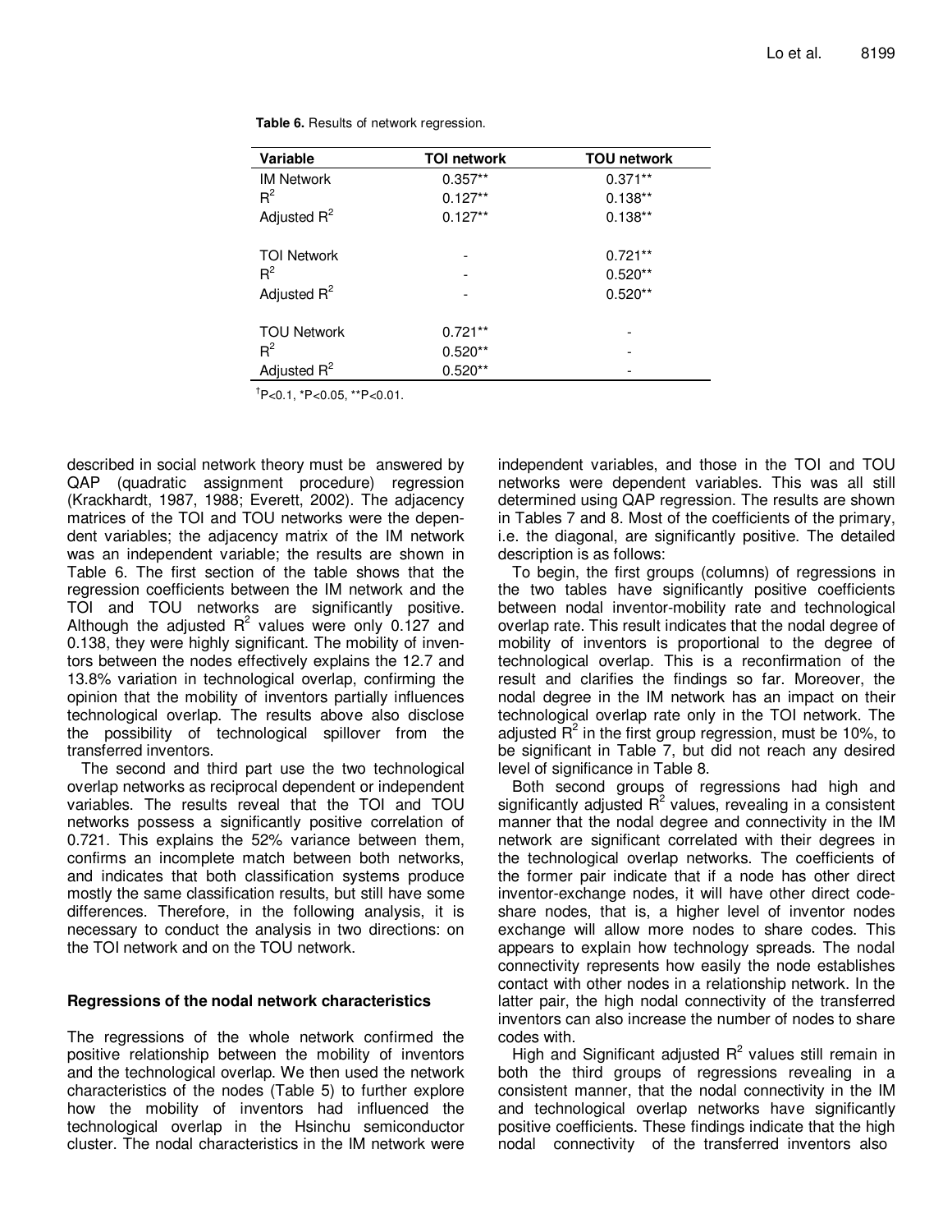**Table 6.** Results of network regression.

| Variable | TOI network | TOU network |
|---|---|---|
| IM Network | 0.357** | 0.371** |
| $R^2$ | 0.127** | 0.138** |
| Adjusted $R^2$ | 0.127** | 0.138** |
| | | |
| TOI Network | - | 0.721** |
| $R^2$ | - | 0.520** |
| Adjusted $R^2$ | - | 0.520** |
| | | |
| TOU Network | 0.721** | - |
| $R^2$ | 0.520** | - |
| Adjusted $R^2$ | 0.520** | - |

†P<0.1, *P<0.05, **P<0.01.

described in social network theory must be answered by QAP (quadratic assignment procedure) regression (Krackhardt, 1987, 1988; Everett, 2002). The adjacency matrices of the TOI and TOU networks were the dependent variables; the adjacency matrix of the IM network was an independent variable; the results are shown in Table 6. The first section of the table shows that the regression coefficients between the IM network and the TOI and TOU networks are significantly positive. Although the adjusted $R^2$ values were only 0.127 and 0.138, they were highly significant. The mobility of inventors between the nodes effectively explains the 12.7 and 13.8% variation in technological overlap, confirming the opinion that the mobility of inventors partially influences technological overlap. The results above also disclose the possibility of technological spillover from the transferred inventors.

The second and third part use the two technological overlap networks as reciprocal dependent or independent variables. The results reveal that the TOI and TOU networks possess a significantly positive correlation of 0.721. This explains the 52% variance between them, confirms an incomplete match between both networks, and indicates that both classification systems produce mostly the same classification results, but still have some differences. Therefore, in the following analysis, it is necessary to conduct the analysis in two directions: on the TOI network and on the TOU network.

## Regressions of the nodal network characteristics

The regressions of the whole network confirmed the positive relationship between the mobility of inventors and the technological overlap. We then used the network characteristics of the nodes (Table 5) to further explore how the mobility of inventors had influenced the technological overlap in the Hsinchu semiconductor cluster. The nodal characteristics in the IM network were independent variables, and those in the TOI and TOU networks were dependent variables. This was all still determined using QAP regression. The results are shown in Tables 7 and 8. Most of the coefficients of the primary, i.e. the diagonal, are significantly positive. The detailed description is as follows:

To begin, the first groups (columns) of regressions in the two tables have significantly positive coefficients between nodal inventor-mobility rate and technological overlap rate. This result indicates that the nodal degree of mobility of inventors is proportional to the degree of technological overlap. This is a reconfirmation of the result and clarifies the findings so far. Moreover, the nodal degree in the IM network has an impact on their technological overlap rate only in the TOI network. The adjusted $R^2$ in the first group regression, must be 10%, to be significant in Table 7, but did not reach any desired level of significance in Table 8.

Both second groups of regressions had high and significantly adjusted $R^2$ values, revealing in a consistent manner that the nodal degree and connectivity in the IM network are significant correlated with their degrees in the technological overlap networks. The coefficients of the former pair indicate that if a node has other direct inventor-exchange nodes, it will have other direct code-share nodes, that is, a higher level of inventor nodes exchange will allow more nodes to share codes. This appears to explain how technology spreads. The nodal connectivity represents how easily the node establishes contact with other nodes in a relationship network. In the latter pair, the high nodal connectivity of the transferred inventors can also increase the number of nodes to share codes with.

High and Significant adjusted $R^2$ values still remain in both the third groups of regressions revealing in a consistent manner, that the nodal connectivity in the IM and technological overlap networks have significantly positive coefficients. These findings indicate that the high nodal connectivity of the transferred inventors also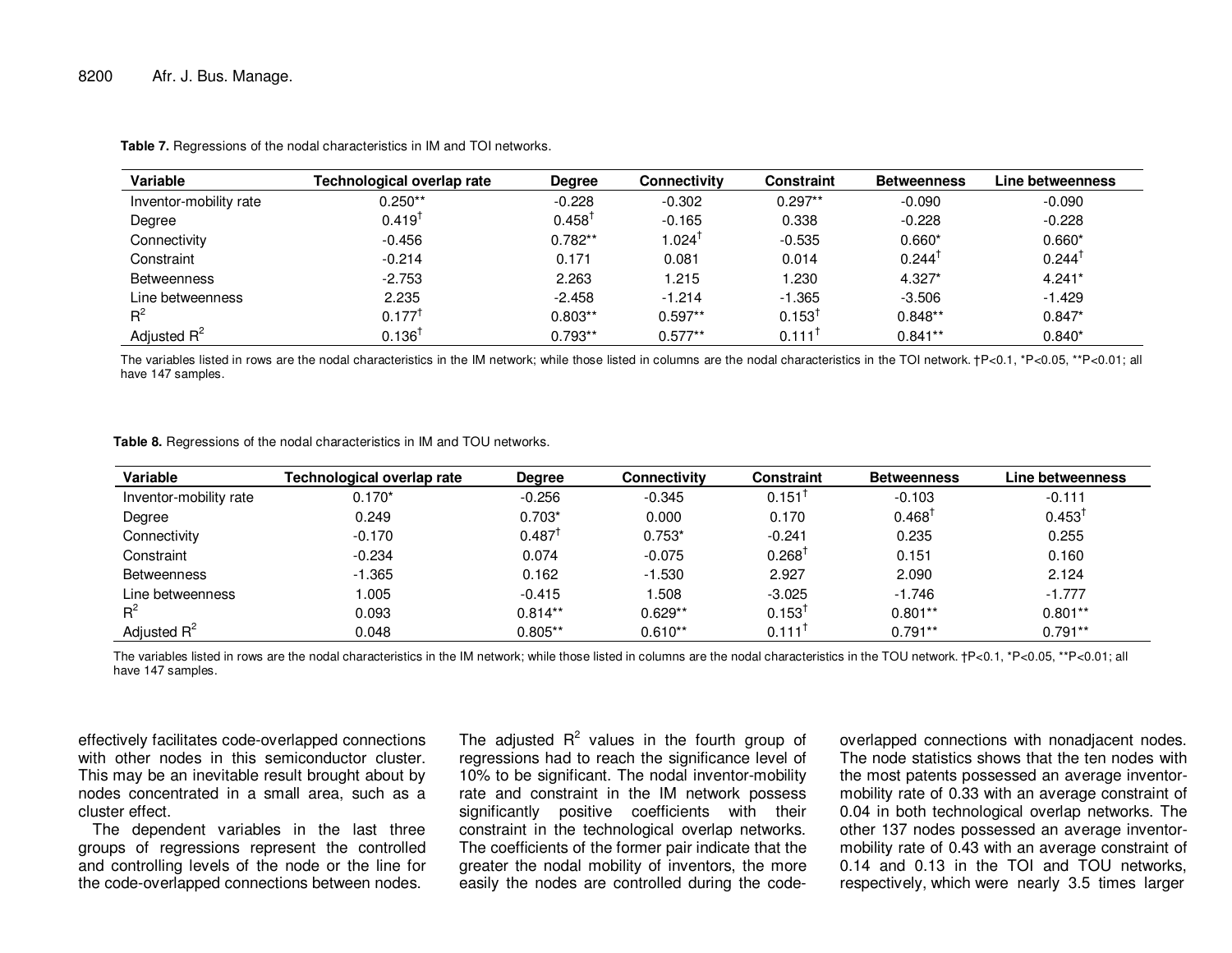**Table 7.** Regressions of the nodal characteristics in IM and TOI networks.

| Variable | Technological overlap rate | Degree | Connectivity | Constraint | Betweenness | Line betweenness |
|---|---|---|---|---|---|---|
| Inventor-mobility rate | 0.250** | -0.228 | -0.302 | 0.297** | -0.090 | -0.090 |
| Degree | 0.419† | 0.458† | -0.165 | 0.338 | -0.228 | -0.228 |
| Connectivity | -0.456 | 0.782** | 1.024† | -0.535 | 0.660* | 0.660* |
| Constraint | -0.214 | 0.171 | 0.081 | 0.014 | 0.244† | 0.244† |
| Betweenness | -2.753 | 2.263 | 1.215 | 1.230 | 4.327* | 4.241* |
| Line betweenness | 2.235 | -2.458 | -1.214 | -1.365 | -3.506 | -1.429 |
| $R^2$ | 0.177† | 0.803** | 0.597** | 0.153† | 0.848** | 0.847* |
| Adjusted $R^2$ | 0.136† | 0.793** | 0.577** | 0.111† | 0.841** | 0.840* |

The variables listed in rows are the nodal characteristics in the IM network; while those listed in columns are the nodal characteristics in the TOI network. †P<0.1, *P<0.05, **P<0.01; all have 147 samples.

**Table 8.** Regressions of the nodal characteristics in IM and TOU networks.

| Variable | Technological overlap rate | Degree | Connectivity | Constraint | Betweenness | Line betweenness |
|---|---|---|---|---|---|---|
| Inventor-mobility rate | 0.170* | -0.256 | -0.345 | 0.151† | -0.103 | -0.111 |
| Degree | 0.249 | 0.703* | 0.000 | 0.170 | 0.468† | 0.453† |
| Connectivity | -0.170 | 0.487† | 0.753* | -0.241 | 0.235 | 0.255 |
| Constraint | -0.234 | 0.074 | -0.075 | 0.268† | 0.151 | 0.160 |
| Betweenness | -1.365 | 0.162 | -1.530 | 2.927 | 2.090 | 2.124 |
| Line betweenness | 1.005 | -0.415 | 1.508 | -3.025 | -1.746 | -1.777 |
| $R^2$ | 0.093 | 0.814** | 0.629** | 0.153† | 0.801** | 0.801** |
| Adjusted $R^2$ | 0.048 | 0.805** | 0.610** | 0.111† | 0.791** | 0.791** |

The variables listed in rows are the nodal characteristics in the IM network; while those listed in columns are the nodal characteristics in the TOU network. †P<0.1, *P<0.05, **P<0.01; all have 147 samples.

effectively facilitates code-overlapped connections with other nodes in this semiconductor cluster. This may be an inevitable result brought about by nodes concentrated in a small area, such as a cluster effect.

The dependent variables in the last three groups of regressions represent the controlled and controlling levels of the node or the line for the code-overlapped connections between nodes.

The adjusted $R^2$ values in the fourth group of regressions had to reach the significance level of 10% to be significant. The nodal inventor-mobility rate and constraint in the IM network possess significantly positive coefficients with their constraint in the technological overlap networks. The coefficients of the former pair indicate that the greater the nodal mobility of inventors, the more easily the nodes are controlled during the code-overlapped connections with nonadjacent nodes. The node statistics shows that the ten nodes with the most patents possessed an average inventor-mobility rate of 0.33 with an average constraint of 0.04 in both technological overlap networks. The other 137 nodes possessed an average inventor-mobility rate of 0.43 with an average constraint of 0.14 and 0.13 in the TOI and TOU networks, respectively, which were nearly 3.5 times larger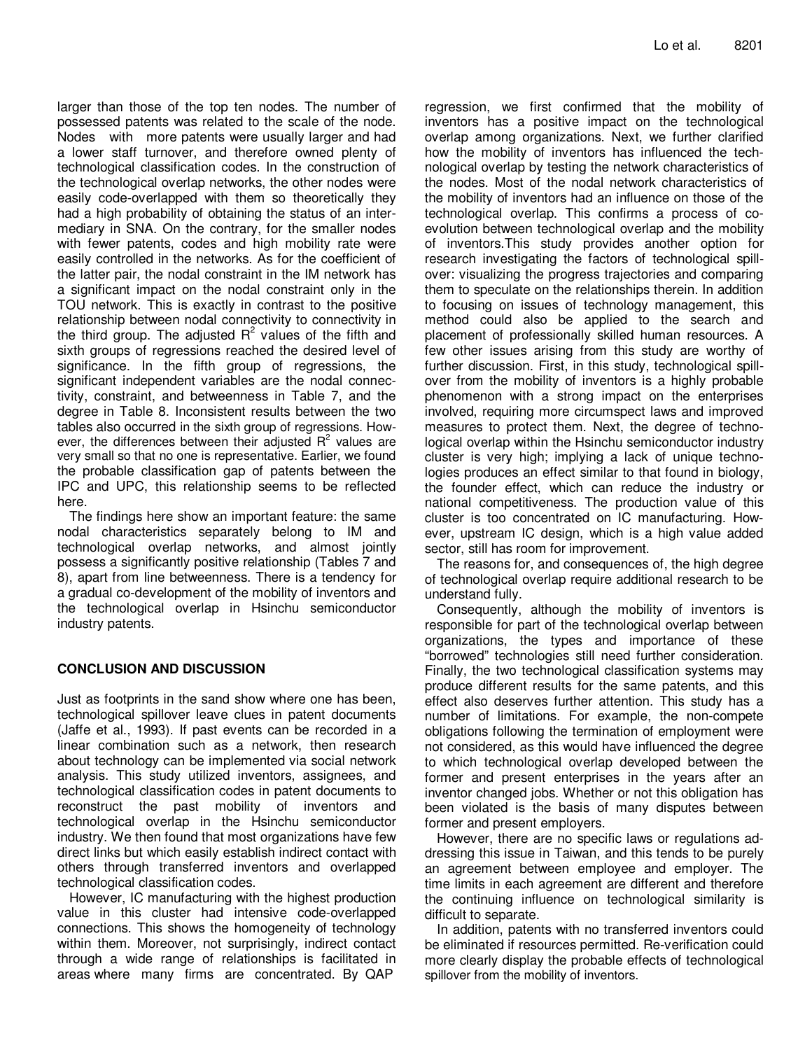larger than those of the top ten nodes. The number of possessed patents was related to the scale of the node. Nodes with more patents were usually larger and had a lower staff turnover, and therefore owned plenty of technological classification codes. In the construction of the technological overlap networks, the other nodes were easily code-overlapped with them so theoretically they had a high probability of obtaining the status of an intermediary in SNA. On the contrary, for the smaller nodes with fewer patents, codes and high mobility rate were easily controlled in the networks. As for the coefficient of the latter pair, the nodal constraint in the IM network has a significant impact on the nodal constraint only in the TOU network. This is exactly in contrast to the positive relationship between nodal connectivity to connectivity in the third group. The adjusted $R^2$ values of the fifth and sixth groups of regressions reached the desired level of significance. In the fifth group of regressions, the significant independent variables are the nodal connectivity, constraint, and betweenness in Table 7, and the degree in Table 8. Inconsistent results between the two tables also occurred in the sixth group of regressions. However, the differences between their adjusted $R^2$ values are very small so that no one is representative. Earlier, we found the probable classification gap of patents between the IPC and UPC, this relationship seems to be reflected here.

The findings here show an important feature: the same nodal characteristics separately belong to IM and technological overlap networks, and almost jointly possess a significantly positive relationship (Tables 7 and 8), apart from line betweenness. There is a tendency for a gradual co-development of the mobility of inventors and the technological overlap in Hsinchu semiconductor industry patents.

## CONCLUSION AND DISCUSSION

Just as footprints in the sand show where one has been, technological spillover leave clues in patent documents (Jaffe et al., 1993). If past events can be recorded in a linear combination such as a network, then research about technology can be implemented via social network analysis. This study utilized inventors, assignees, and technological classification codes in patent documents to reconstruct the past mobility of inventors and technological overlap in the Hsinchu semiconductor industry. We then found that most organizations have few direct links but which easily establish indirect contact with others through transferred inventors and overlapped technological classification codes.

However, IC manufacturing with the highest production value in this cluster had intensive code-overlapped connections. This shows the homogeneity of technology within them. Moreover, not surprisingly, indirect contact through a wide range of relationships is facilitated in areas where many firms are concentrated. By QAP regression, we first confirmed that the mobility of inventors has a positive impact on the technological overlap among organizations. Next, we further clarified how the mobility of inventors has influenced the technological overlap by testing the network characteristics of the nodes. Most of the nodal network characteristics of the mobility of inventors had an influence on those of the technological overlap. This confirms a process of co-evolution between technological overlap and the mobility of inventors.This study provides another option for research investigating the factors of technological spillover: visualizing the progress trajectories and comparing them to speculate on the relationships therein. In addition to focusing on issues of technology management, this method could also be applied to the search and placement of professionally skilled human resources. A few other issues arising from this study are worthy of further discussion. First, in this study, technological spillover from the mobility of inventors is a highly probable phenomenon with a strong impact on the enterprises involved, requiring more circumspect laws and improved measures to protect them. Next, the degree of technological overlap within the Hsinchu semiconductor industry cluster is very high; implying a lack of unique technologies produces an effect similar to that found in biology, the founder effect, which can reduce the industry or national competitiveness. The production value of this cluster is too concentrated on IC manufacturing. However, upstream IC design, which is a high value added sector, still has room for improvement.

The reasons for, and consequences of, the high degree of technological overlap require additional research to be understand fully.

Consequently, although the mobility of inventors is responsible for part of the technological overlap between organizations, the types and importance of these "borrowed" technologies still need further consideration. Finally, the two technological classification systems may produce different results for the same patents, and this effect also deserves further attention. This study has a number of limitations. For example, the non-compete obligations following the termination of employment were not considered, as this would have influenced the degree to which technological overlap developed between the former and present enterprises in the years after an inventor changed jobs. Whether or not this obligation has been violated is the basis of many disputes between former and present employers.

However, there are no specific laws or regulations addressing this issue in Taiwan, and this tends to be purely an agreement between employee and employer. The time limits in each agreement are different and therefore the continuing influence on technological similarity is difficult to separate.

In addition, patents with no transferred inventors could be eliminated if resources permitted. Re-verification could more clearly display the probable effects of technological spillover from the mobility of inventors.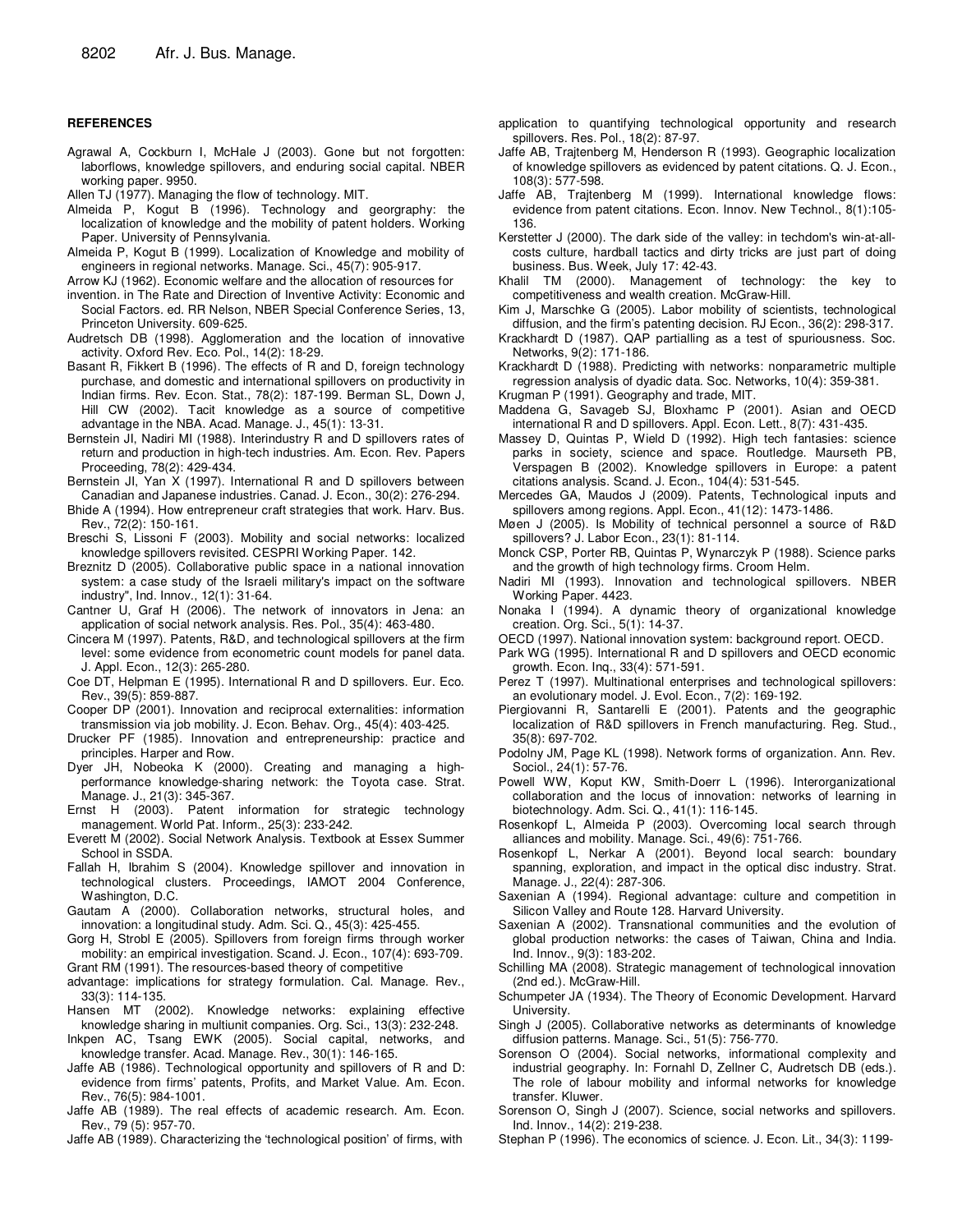**REFERENCES**

Agrawal A, Cockburn I, McHale J (2003). Gone but not forgotten: laborflows, knowledge spillovers, and enduring social capital. NBER working paper. 9950.

Allen TJ (1977). Managing the flow of technology. MIT.

Almeida P, Kogut B (1996). Technology and georgraphy: the localization of knowledge and the mobility of patent holders. Working Paper. University of Pennsylvania.

Almeida P, Kogut B (1999). Localization of Knowledge and mobility of engineers in regional networks. Manage. Sci., 45(7): 905-917.

Arrow KJ (1962). Economic welfare and the allocation of resources for invention. in The Rate and Direction of Inventive Activity: Economic and Social Factors. ed. RR Nelson, NBER Special Conference Series, 13, Princeton University. 609-625.

Audretsch DB (1998). Agglomeration and the location of innovative activity. Oxford Rev. Eco. Pol., 14(2): 18-29.

Basant R, Fikkert B (1996). The effects of R and D, foreign technology purchase, and domestic and international spillovers on productivity in Indian firms. Rev. Econ. Stat., 78(2): 187-199. Berman SL, Down J, Hill CW (2002). Tacit knowledge as a source of competitive advantage in the NBA. Acad. Manage. J., 45(1): 13-31.

Bernstein JI, Nadiri MI (1988). Interindustry R and D spillovers rates of return and production in high-tech industries. Am. Econ. Rev. Papers Proceeding, 78(2): 429-434.

Bernstein JI, Yan X (1997). International R and D spillovers between Canadian and Japanese industries. Canad. J. Econ., 30(2): 276-294.

Bhide A (1994). How entrepreneur craft strategies that work. Harv. Bus. Rev., 72(2): 150-161.

Breschi S, Lissoni F (2003). Mobility and social networks: localized knowledge spillovers revisited. CESPRI Working Paper. 142.

Breznitz D (2005). Collaborative public space in a national innovation system: a case study of the Israeli military's impact on the software industry", Ind. Innov., 12(1): 31-64.

Cantner U, Graf H (2006). The network of innovators in Jena: an application of social network analysis. Res. Pol., 35(4): 463-480.

Cincera M (1997). Patents, R&D, and technological spillovers at the firm level: some evidence from econometric count models for panel data. J. Appl. Econ., 12(3): 265-280.

Coe DT, Helpman E (1995). International R and D spillovers. Eur. Eco. Rev., 39(5): 859-887.

Cooper DP (2001). Innovation and reciprocal externalities: information transmission via job mobility. J. Econ. Behav. Org., 45(4): 403-425.

Drucker PF (1985). Innovation and entrepreneurship: practice and principles. Harper and Row.

Dyer JH, Nobeoka K (2000). Creating and managing a high-performance knowledge-sharing network: the Toyota case. Strat. Manage. J., 21(3): 345-367.

Ernst H (2003). Patent information for strategic technology management. World Pat. Inform., 25(3): 233-242.

Everett M (2002). Social Network Analysis. Textbook at Essex Summer School in SSDA.

Fallah H, Ibrahim S (2004). Knowledge spillover and innovation in technological clusters. Proceedings, IAMOT 2004 Conference, Washington, D.C.

Gautam A (2000). Collaboration networks, structural holes, and innovation: a longitudinal study. Adm. Sci. Q., 45(3): 425-455.

Gorg H, Strobl E (2005). Spillovers from foreign firms through worker mobility: an empirical investigation. Scand. J. Econ., 107(4): 693-709.

Grant RM (1991). The resources-based theory of competitive advantage: implications for strategy formulation. Cal. Manage. Rev., 33(3): 114-135.

Hansen MT (2002). Knowledge networks: explaining effective knowledge sharing in multiunit companies. Org. Sci., 13(3): 232-248.

Inkpen AC, Tsang EWK (2005). Social capital, networks, and knowledge transfer. Acad. Manage. Rev., 30(1): 146-165.

Jaffe AB (1986). Technological opportunity and spillovers of R and D: evidence from firms' patents, Profits, and Market Value. Am. Econ. Rev., 76(5): 984-1001.

Jaffe AB (1989). The real effects of academic research. Am. Econ. Rev., 79 (5): 957-70.

Jaffe AB (1989). Characterizing the 'technological position' of firms, with application to quantifying technological opportunity and research spillovers. Res. Pol., 18(2): 87-97.

Jaffe AB, Trajtenberg M, Henderson R (1993). Geographic localization of knowledge spillovers as evidenced by patent citations. Q. J. Econ., 108(3): 577-598.

Jaffe AB, Trajtenberg M (1999). International knowledge flows: evidence from patent citations. Econ. Innov. New Technol., 8(1):105-136.

Kerstetter J (2000). The dark side of the valley: in techdom's win-at-all-costs culture, hardball tactics and dirty tricks are just part of doing business. Bus. Week, July 17: 42-43.

Khalil TM (2000). Management of technology: the key to competitiveness and wealth creation. McGraw-Hill.

Kim J, Marschke G (2005). Labor mobility of scientists, technological diffusion, and the firm's patenting decision. RJ Econ., 36(2): 298-317.

Krackhardt D (1987). QAP partialling as a test of spuriousness. Soc. Networks, 9(2): 171-186.

Krackhardt D (1988). Predicting with networks: nonparametric multiple regression analysis of dyadic data. Soc. Networks, 10(4): 359-381.

Krugman P (1991). Geography and trade, MIT.

Maddena G, Savageb SJ, Bloxhamc P (2001). Asian and OECD international R and D spillovers. Appl. Econ. Lett., 8(7): 431-435.

Massey D, Quintas P, Wield D (1992). High tech fantasies: science parks in society, science and space. Routledge. Maurseth PB, Verspagen B (2002). Knowledge spillovers in Europe: a patent citations analysis. Scand. J. Econ., 104(4): 531-545.

Mercedes GA, Maudos J (2009). Patents, Technological inputs and spillovers among regions. Appl. Econ., 41(12): 1473-1486.

Møen J (2005). Is Mobility of technical personnel a source of R&D spillovers? J. Labor Econ., 23(1): 81-114.

Monck CSP, Porter RB, Quintas P, Wynarczyk P (1988). Science parks and the growth of high technology firms. Croom Helm.

Nadiri MI (1993). Innovation and technological spillovers. NBER Working Paper. 4423.

Nonaka I (1994). A dynamic theory of organizational knowledge creation. Org. Sci., 5(1): 14-37.

OECD (1997). National innovation system: background report. OECD.

Park WG (1995). International R and D spillovers and OECD economic growth. Econ. Inq., 33(4): 571-591.

Perez T (1997). Multinational enterprises and technological spillovers: an evolutionary model. J. Evol. Econ., 7(2): 169-192.

Piergiovanni R, Santarelli E (2001). Patents and the geographic localization of R&D spillovers in French manufacturing. Reg. Stud., 35(8): 697-702.

Podolny JM, Page KL (1998). Network forms of organization. Ann. Rev. Sociol., 24(1): 57-76.

Powell WW, Koput KW, Smith-Doerr L (1996). Interorganizational collaboration and the locus of innovation: networks of learning in biotechnology. Adm. Sci. Q., 41(1): 116-145.

Rosenkopf L, Almeida P (2003). Overcoming local search through alliances and mobility. Manage. Sci., 49(6): 751-766.

Rosenkopf L, Nerkar A (2001). Beyond local search: boundary spanning, exploration, and impact in the optical disc industry. Strat. Manage. J., 22(4): 287-306.

Saxenian A (1994). Regional advantage: culture and competition in Silicon Valley and Route 128. Harvard University.

Saxenian A (2002). Transnational communities and the evolution of global production networks: the cases of Taiwan, China and India. Ind. Innov., 9(3): 183-202.

Schilling MA (2008). Strategic management of technological innovation (2nd ed.). McGraw-Hill.

Schumpeter JA (1934). The Theory of Economic Development. Harvard University.

Singh J (2005). Collaborative networks as determinants of knowledge diffusion patterns. Manage. Sci., 51(5): 756-770.

Sorenson O (2004). Social networks, informational complexity and industrial geography. In: Fornahl D, Zellner C, Audretsch DB (eds.). The role of labour mobility and informal networks for knowledge transfer. Kluwer.

Sorenson O, Singh J (2007). Science, social networks and spillovers. Ind. Innov., 14(2): 219-238.

Stephan P (1996). The economics of science. J. Econ. Lit., 34(3): 1199-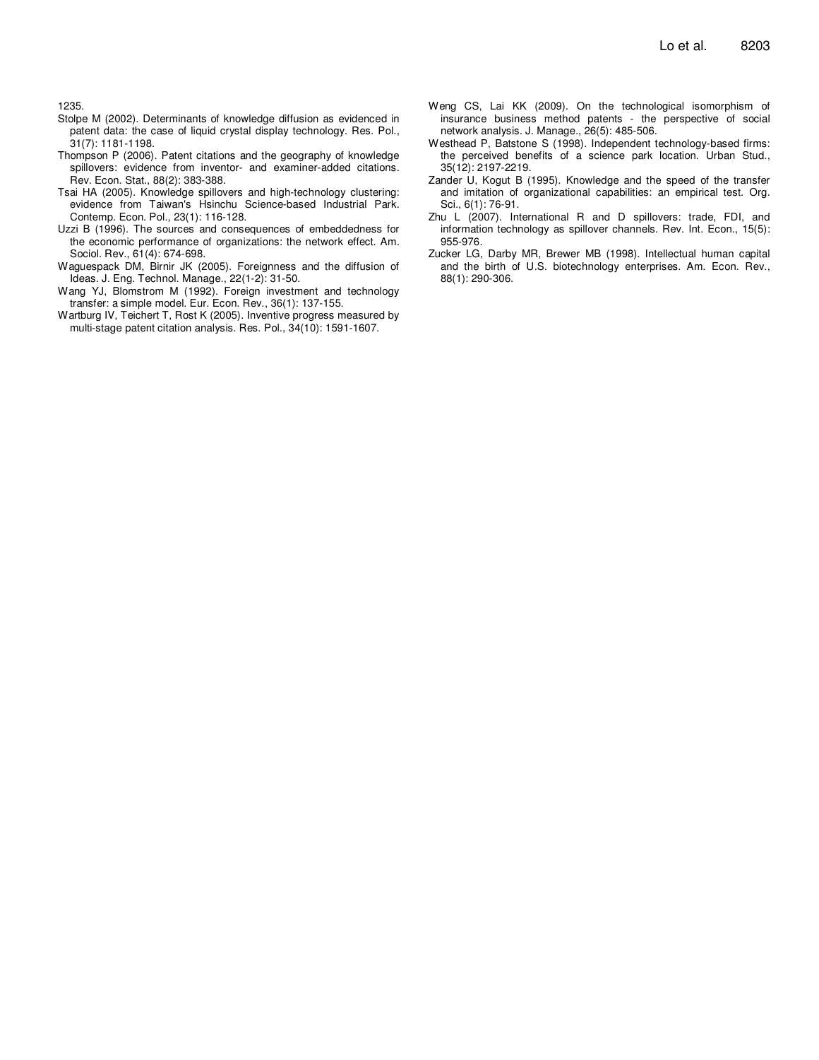1235.

Stolpe M (2002). Determinants of knowledge diffusion as evidenced in patent data: the case of liquid crystal display technology. Res. Pol., 31(7): 1181-1198.

Thompson P (2006). Patent citations and the geography of knowledge spillovers: evidence from inventor- and examiner-added citations. Rev. Econ. Stat., 88(2): 383-388.

Tsai HA (2005). Knowledge spillovers and high-technology clustering: evidence from Taiwan's Hsinchu Science-based Industrial Park. Contemp. Econ. Pol., 23(1): 116-128.

Uzzi B (1996). The sources and consequences of embeddedness for the economic performance of organizations: the network effect. Am. Sociol. Rev., 61(4): 674-698.

Waguespack DM, Birnir JK (2005). Foreignness and the diffusion of Ideas. J. Eng. Technol. Manage., 22(1-2): 31-50.

Wang YJ, Blomstrom M (1992). Foreign investment and technology transfer: a simple model. Eur. Econ. Rev., 36(1): 137-155.

Wartburg IV, Teichert T, Rost K (2005). Inventive progress measured by multi-stage patent citation analysis. Res. Pol., 34(10): 1591-1607.

Weng CS, Lai KK (2009). On the technological isomorphism of insurance business method patents - the perspective of social network analysis. J. Manage., 26(5): 485-506.

Westhead P, Batstone S (1998). Independent technology-based firms: the perceived benefits of a science park location. Urban Stud., 35(12): 2197-2219.

Zander U, Kogut B (1995). Knowledge and the speed of the transfer and imitation of organizational capabilities: an empirical test. Org. Sci., 6(1): 76-91.

Zhu L (2007). International R and D spillovers: trade, FDI, and information technology as spillover channels. Rev. Int. Econ., 15(5): 955-976.

Zucker LG, Darby MR, Brewer MB (1998). Intellectual human capital and the birth of U.S. biotechnology enterprises. Am. Econ. Rev., 88(1): 290-306.